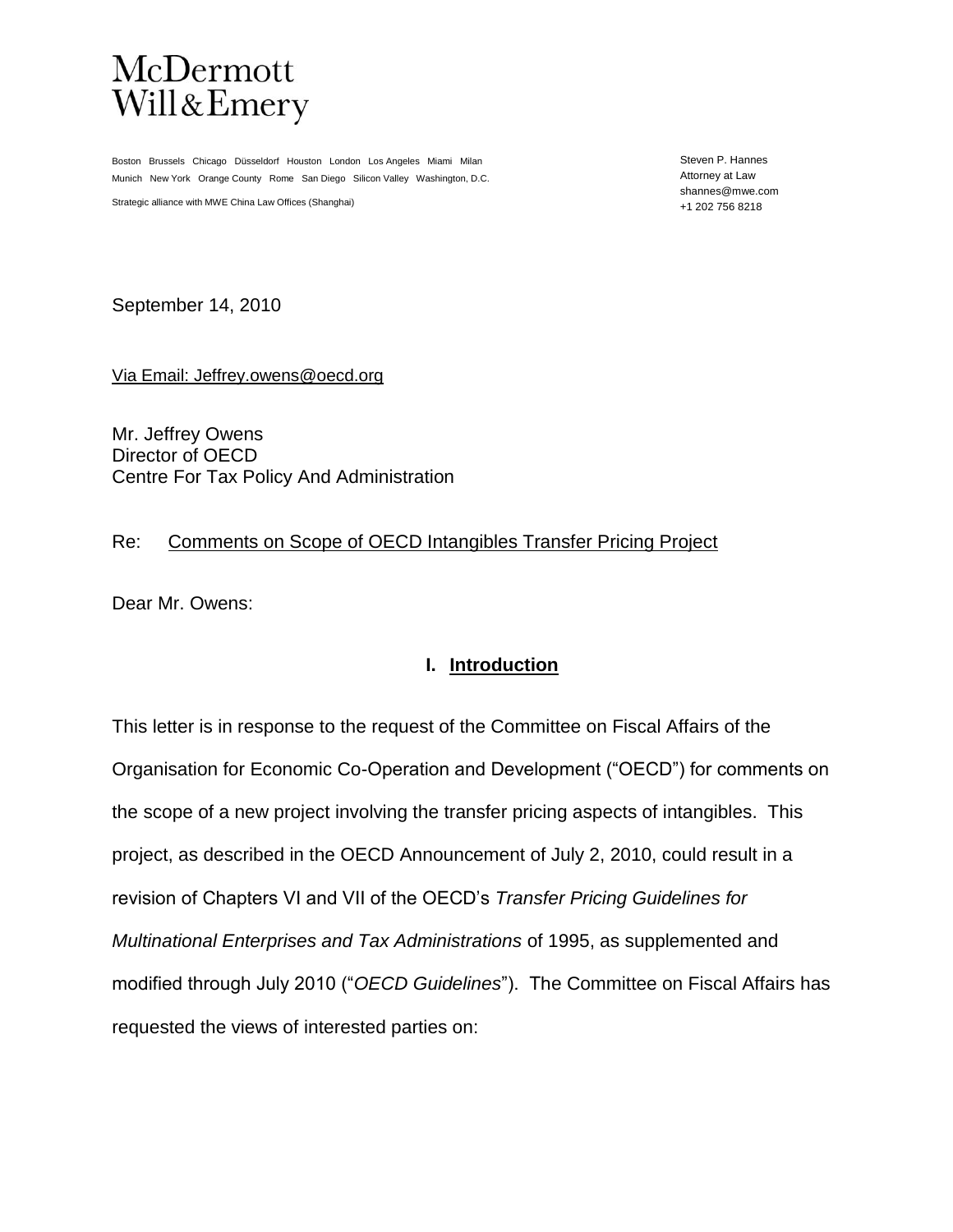# McDermott Will&Emery

Boston Brussels Chicago Düsseldorf Houston London Los Angeles Miami Milan
Munich New York Orange County Rome San Diego Silicon Valley Washington, D.C.

Strategic alliance with MWE China Law Offices (Shanghai)

Steven P. Hannes
Attorney at Law
shannes@mwe.com
+1 202 756 8218

September 14, 2010

Via Email: Jeffrey.owens@oecd.org

Mr. Jeffrey Owens
Director of OECD
Centre For Tax Policy And Administration

Re: Comments on Scope of OECD Intangibles Transfer Pricing Project

Dear Mr. Owens:

## I. Introduction

This letter is in response to the request of the Committee on Fiscal Affairs of the Organisation for Economic Co-Operation and Development ("OECD") for comments on the scope of a new project involving the transfer pricing aspects of intangibles. This project, as described in the OECD Announcement of July 2, 2010, could result in a revision of Chapters VI and VII of the OECD's *Transfer Pricing Guidelines for Multinational Enterprises and Tax Administrations* of 1995, as supplemented and modified through July 2010 ("*OECD Guidelines*"). The Committee on Fiscal Affairs has requested the views of interested parties on: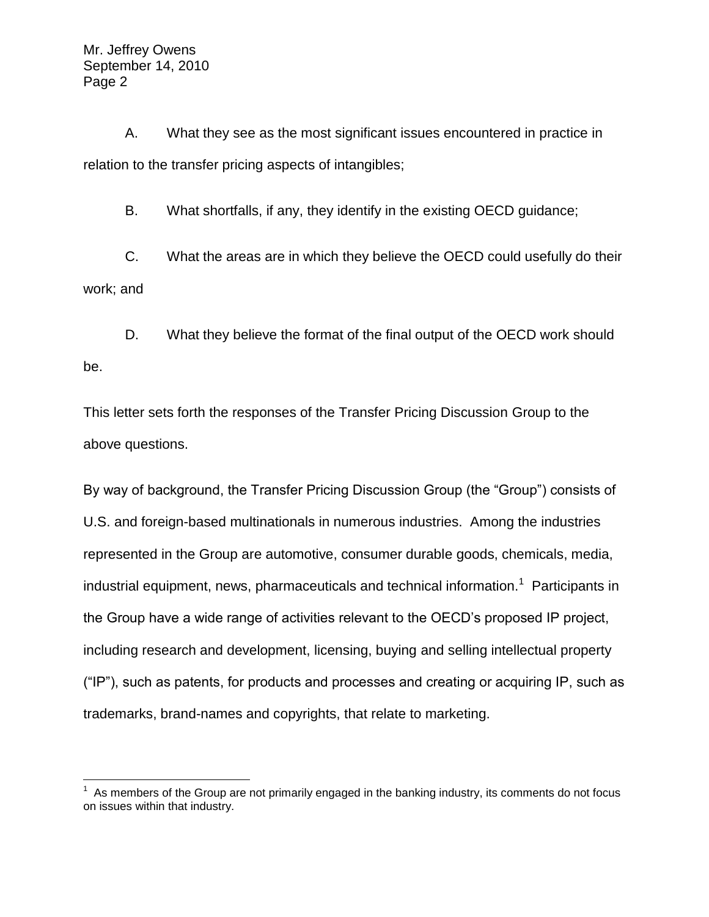A. What they see as the most significant issues encountered in practice in relation to the transfer pricing aspects of intangibles;

B. What shortfalls, if any, they identify in the existing OECD guidance;

C. What the areas are in which they believe the OECD could usefully do their work; and

D. What they believe the format of the final output of the OECD work should be.

This letter sets forth the responses of the Transfer Pricing Discussion Group to the above questions.

By way of background, the Transfer Pricing Discussion Group (the "Group") consists of U.S. and foreign-based multinationals in numerous industries. Among the industries represented in the Group are automotive, consumer durable goods, chemicals, media, industrial equipment, news, pharmaceuticals and technical information.[1] Participants in the Group have a wide range of activities relevant to the OECD's proposed IP project, including research and development, licensing, buying and selling intellectual property ("IP"), such as patents, for products and processes and creating or acquiring IP, such as trademarks, brand-names and copyrights, that relate to marketing.

[1] As members of the Group are not primarily engaged in the banking industry, its comments do not focus on issues within that industry.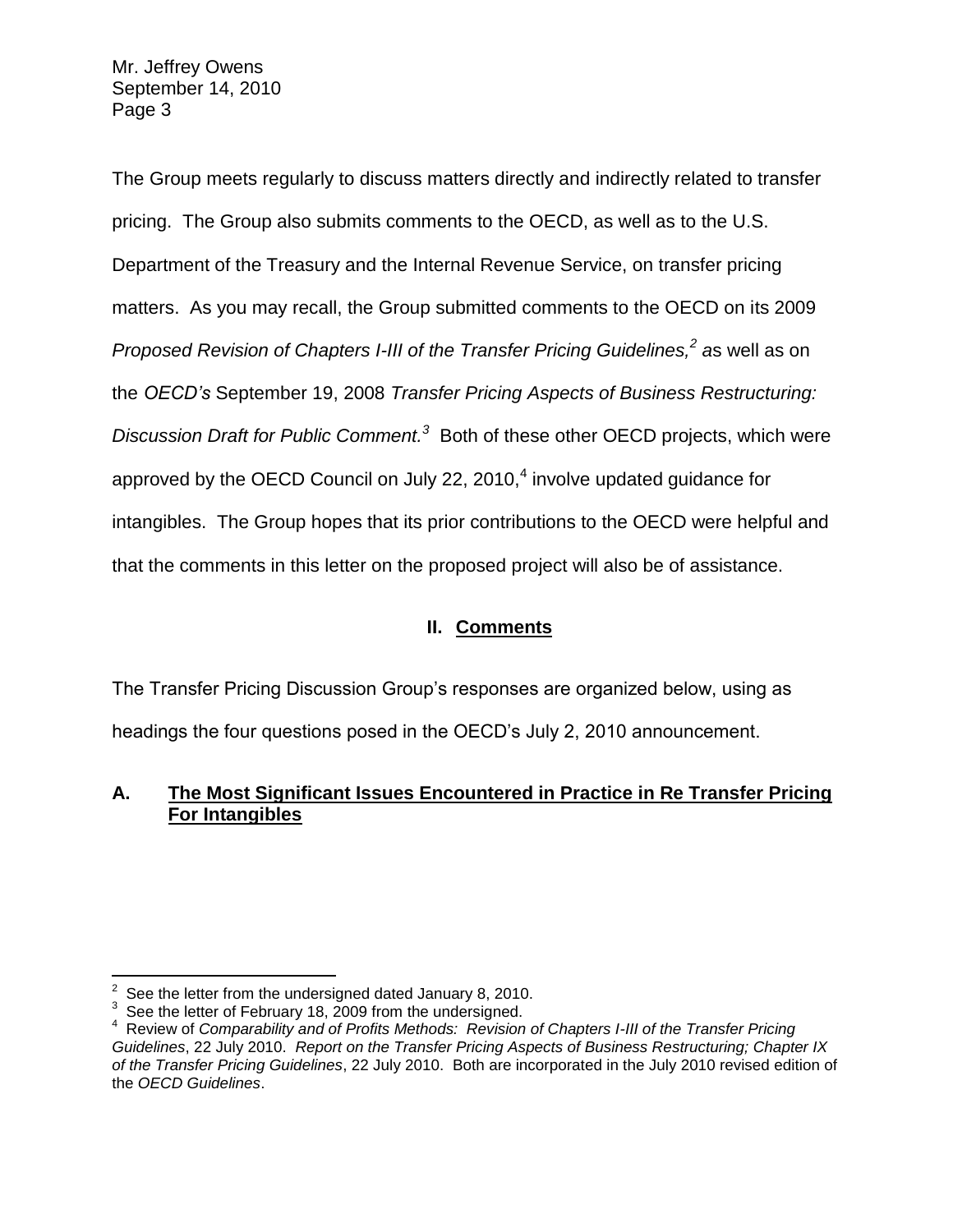The Group meets regularly to discuss matters directly and indirectly related to transfer pricing. The Group also submits comments to the OECD, as well as to the U.S. Department of the Treasury and the Internal Revenue Service, on transfer pricing matters. As you may recall, the Group submitted comments to the OECD on its 2009 *Proposed Revision of Chapters I-III of the Transfer Pricing Guidelines,*[2] as well as on the *OECD's* September 19, 2008 *Transfer Pricing Aspects of Business Restructuring: Discussion Draft for Public Comment.*[3] Both of these other OECD projects, which were approved by the OECD Council on July 22, 2010,[4] involve updated guidance for intangibles. The Group hopes that its prior contributions to the OECD were helpful and that the comments in this letter on the proposed project will also be of assistance.

## II. Comments

The Transfer Pricing Discussion Group's responses are organized below, using as headings the four questions posed in the OECD's July 2, 2010 announcement.

### A. The Most Significant Issues Encountered in Practice in Re Transfer Pricing For Intangibles

---

[2] See the letter from the undersigned dated January 8, 2010.

[3] See the letter of February 18, 2009 from the undersigned.

[4] Review of *Comparability and of Profits Methods: Revision of Chapters I-III of the Transfer Pricing Guidelines*, 22 July 2010. *Report on the Transfer Pricing Aspects of Business Restructuring; Chapter IX of the Transfer Pricing Guidelines*, 22 July 2010. Both are incorporated in the July 2010 revised edition of the *OECD Guidelines*.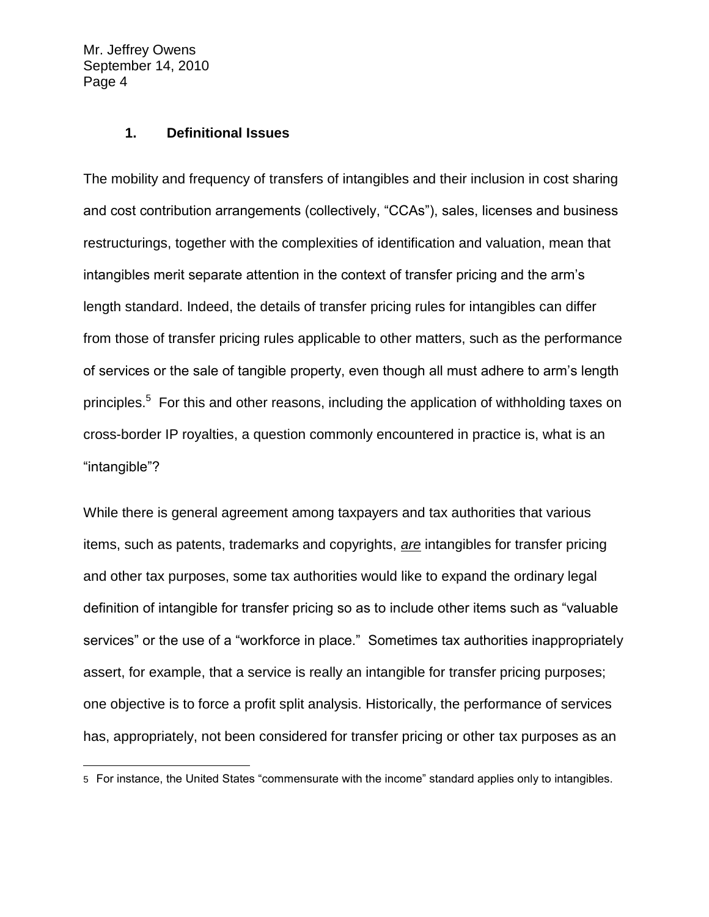### 1. Definitional Issues

The mobility and frequency of transfers of intangibles and their inclusion in cost sharing and cost contribution arrangements (collectively, "CCAs"), sales, licenses and business restructurings, together with the complexities of identification and valuation, mean that intangibles merit separate attention in the context of transfer pricing and the arm's length standard. Indeed, the details of transfer pricing rules for intangibles can differ from those of transfer pricing rules applicable to other matters, such as the performance of services or the sale of tangible property, even though all must adhere to arm's length principles.[5] For this and other reasons, including the application of withholding taxes on cross-border IP royalties, a question commonly encountered in practice is, what is an "intangible"?

While there is general agreement among taxpayers and tax authorities that various items, such as patents, trademarks and copyrights, ***are*** intangibles for transfer pricing and other tax purposes, some tax authorities would like to expand the ordinary legal definition of intangible for transfer pricing so as to include other items such as "valuable services" or the use of a "workforce in place." Sometimes tax authorities inappropriately assert, for example, that a service is really an intangible for transfer pricing purposes; one objective is to force a profit split analysis. Historically, the performance of services has, appropriately, not been considered for transfer pricing or other tax purposes as an

[5] For instance, the United States "commensurate with the income" standard applies only to intangibles.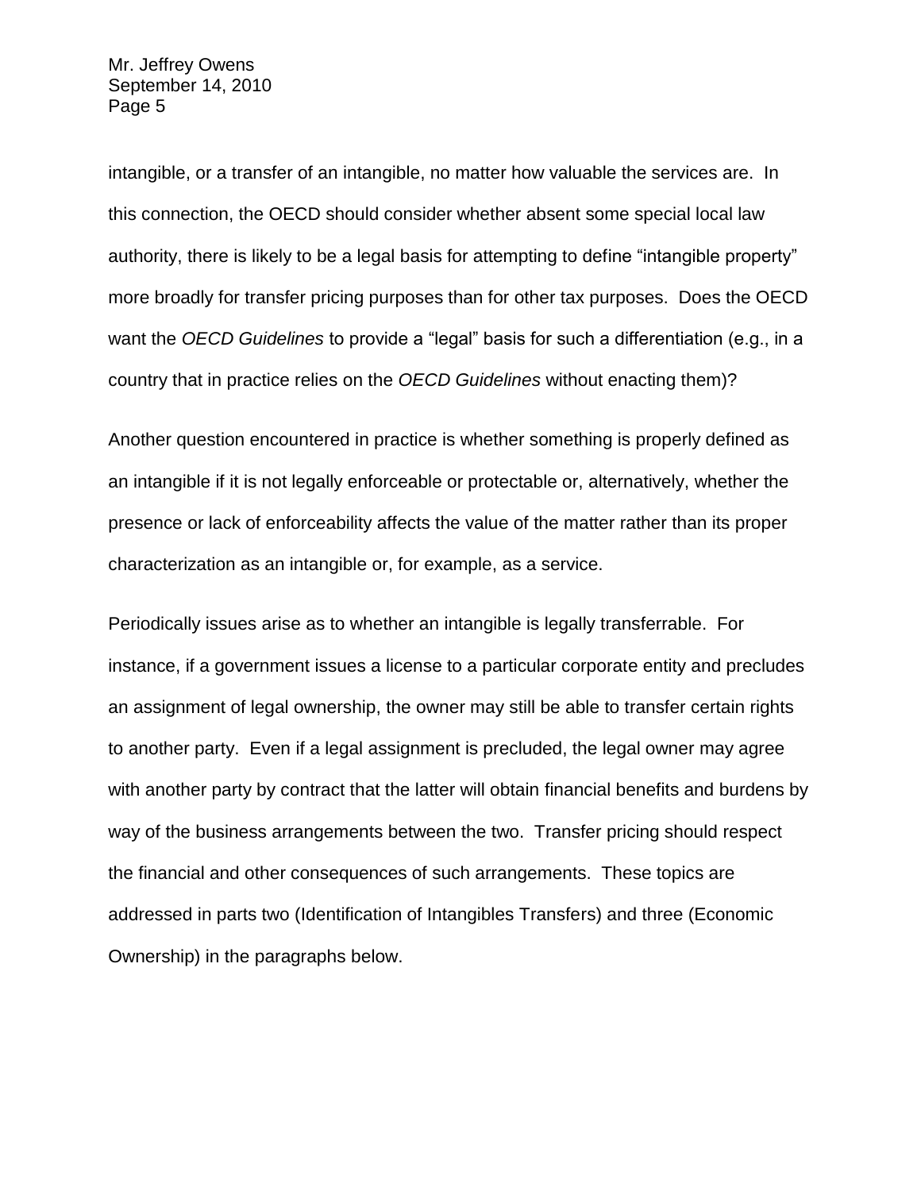intangible, or a transfer of an intangible, no matter how valuable the services are. In this connection, the OECD should consider whether absent some special local law authority, there is likely to be a legal basis for attempting to define "intangible property" more broadly for transfer pricing purposes than for other tax purposes. Does the OECD want the *OECD Guidelines* to provide a "legal" basis for such a differentiation (e.g., in a country that in practice relies on the *OECD Guidelines* without enacting them)?

Another question encountered in practice is whether something is properly defined as an intangible if it is not legally enforceable or protectable or, alternatively, whether the presence or lack of enforceability affects the value of the matter rather than its proper characterization as an intangible or, for example, as a service.

Periodically issues arise as to whether an intangible is legally transferrable. For instance, if a government issues a license to a particular corporate entity and precludes an assignment of legal ownership, the owner may still be able to transfer certain rights to another party. Even if a legal assignment is precluded, the legal owner may agree with another party by contract that the latter will obtain financial benefits and burdens by way of the business arrangements between the two. Transfer pricing should respect the financial and other consequences of such arrangements. These topics are addressed in parts two (Identification of Intangibles Transfers) and three (Economic Ownership) in the paragraphs below.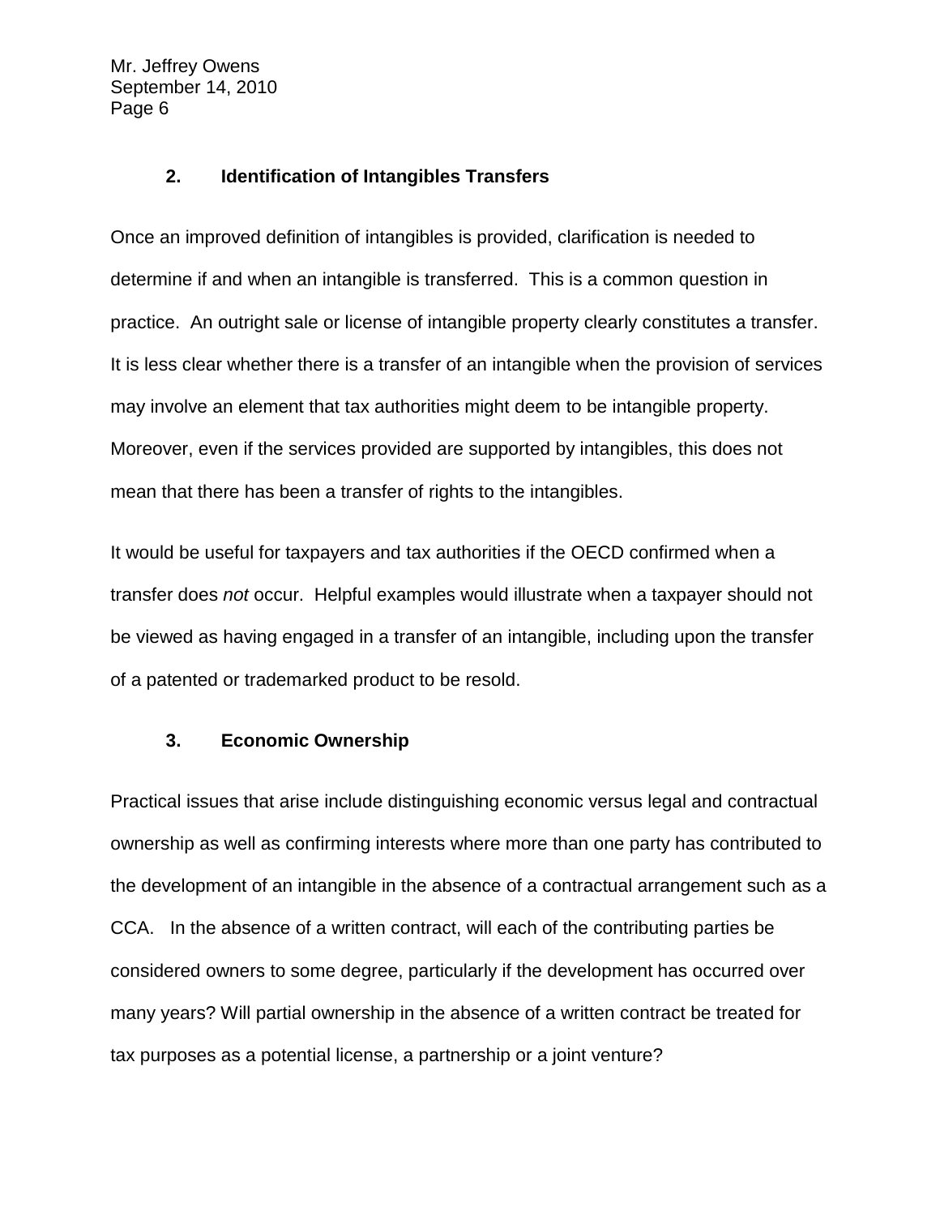### 2. Identification of Intangibles Transfers

Once an improved definition of intangibles is provided, clarification is needed to determine if and when an intangible is transferred. This is a common question in practice. An outright sale or license of intangible property clearly constitutes a transfer. It is less clear whether there is a transfer of an intangible when the provision of services may involve an element that tax authorities might deem to be intangible property. Moreover, even if the services provided are supported by intangibles, this does not mean that there has been a transfer of rights to the intangibles.

It would be useful for taxpayers and tax authorities if the OECD confirmed when a transfer does *not* occur. Helpful examples would illustrate when a taxpayer should not be viewed as having engaged in a transfer of an intangible, including upon the transfer of a patented or trademarked product to be resold.

### 3. Economic Ownership

Practical issues that arise include distinguishing economic versus legal and contractual ownership as well as confirming interests where more than one party has contributed to the development of an intangible in the absence of a contractual arrangement such as a CCA. In the absence of a written contract, will each of the contributing parties be considered owners to some degree, particularly if the development has occurred over many years? Will partial ownership in the absence of a written contract be treated for tax purposes as a potential license, a partnership or a joint venture?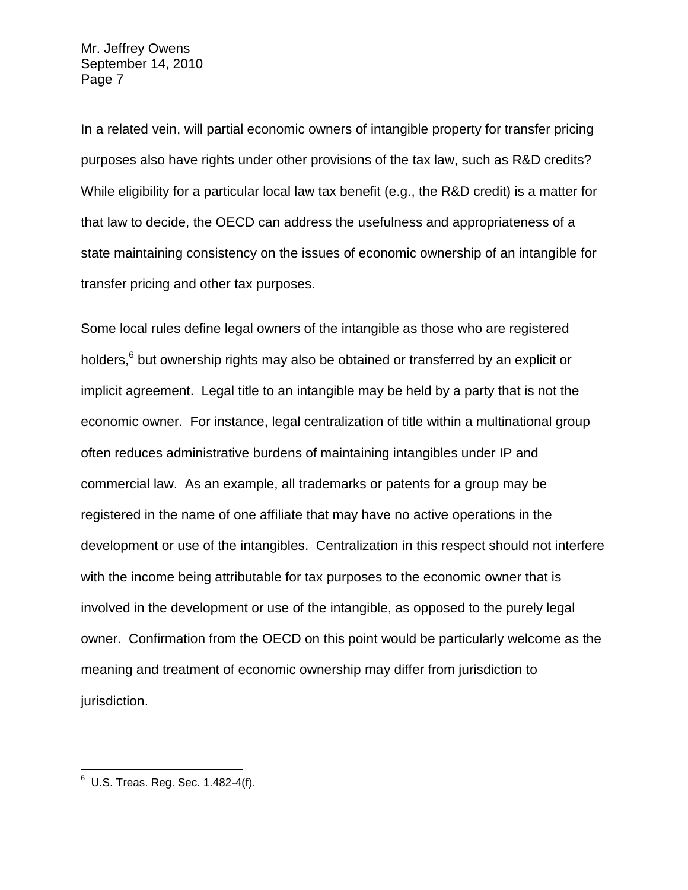In a related vein, will partial economic owners of intangible property for transfer pricing purposes also have rights under other provisions of the tax law, such as R&D credits? While eligibility for a particular local law tax benefit (e.g., the R&D credit) is a matter for that law to decide, the OECD can address the usefulness and appropriateness of a state maintaining consistency on the issues of economic ownership of an intangible for transfer pricing and other tax purposes.

Some local rules define legal owners of the intangible as those who are registered holders,[6] but ownership rights may also be obtained or transferred by an explicit or implicit agreement. Legal title to an intangible may be held by a party that is not the economic owner. For instance, legal centralization of title within a multinational group often reduces administrative burdens of maintaining intangibles under IP and commercial law. As an example, all trademarks or patents for a group may be registered in the name of one affiliate that may have no active operations in the development or use of the intangibles. Centralization in this respect should not interfere with the income being attributable for tax purposes to the economic owner that is involved in the development or use of the intangible, as opposed to the purely legal owner. Confirmation from the OECD on this point would be particularly welcome as the meaning and treatment of economic ownership may differ from jurisdiction to jurisdiction.

---

[6] U.S. Treas. Reg. Sec. 1.482-4(f).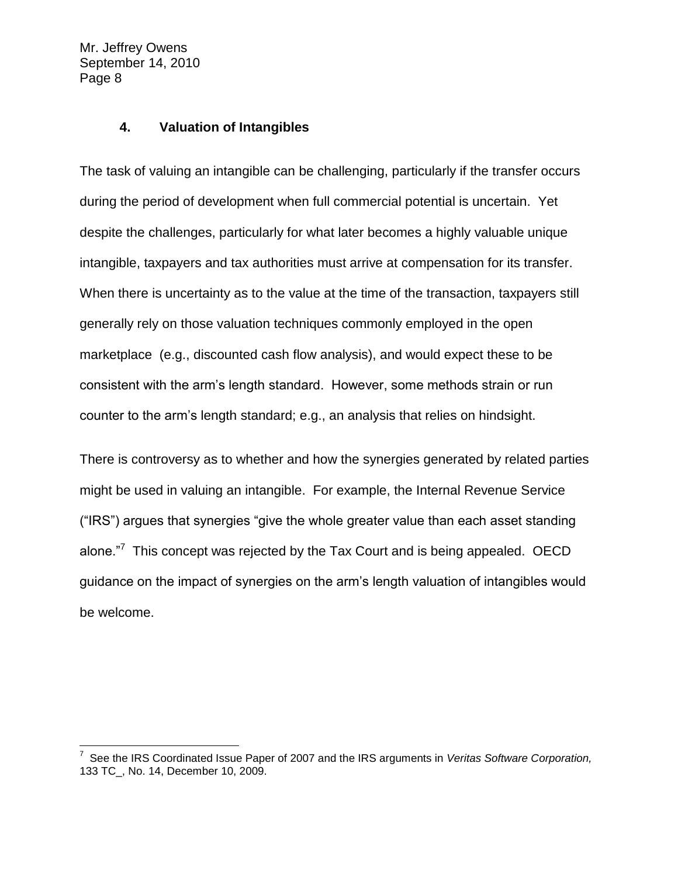### 4. Valuation of Intangibles

The task of valuing an intangible can be challenging, particularly if the transfer occurs during the period of development when full commercial potential is uncertain. Yet despite the challenges, particularly for what later becomes a highly valuable unique intangible, taxpayers and tax authorities must arrive at compensation for its transfer. When there is uncertainty as to the value at the time of the transaction, taxpayers still generally rely on those valuation techniques commonly employed in the open marketplace (e.g., discounted cash flow analysis), and would expect these to be consistent with the arm's length standard. However, some methods strain or run counter to the arm's length standard; e.g., an analysis that relies on hindsight.

There is controversy as to whether and how the synergies generated by related parties might be used in valuing an intangible. For example, the Internal Revenue Service ("IRS") argues that synergies "give the whole greater value than each asset standing alone."[7] This concept was rejected by the Tax Court and is being appealed. OECD guidance on the impact of synergies on the arm's length valuation of intangibles would be welcome.

---

[7] See the IRS Coordinated Issue Paper of 2007 and the IRS arguments in *Veritas Software Corporation,* 133 TC_, No. 14, December 10, 2009.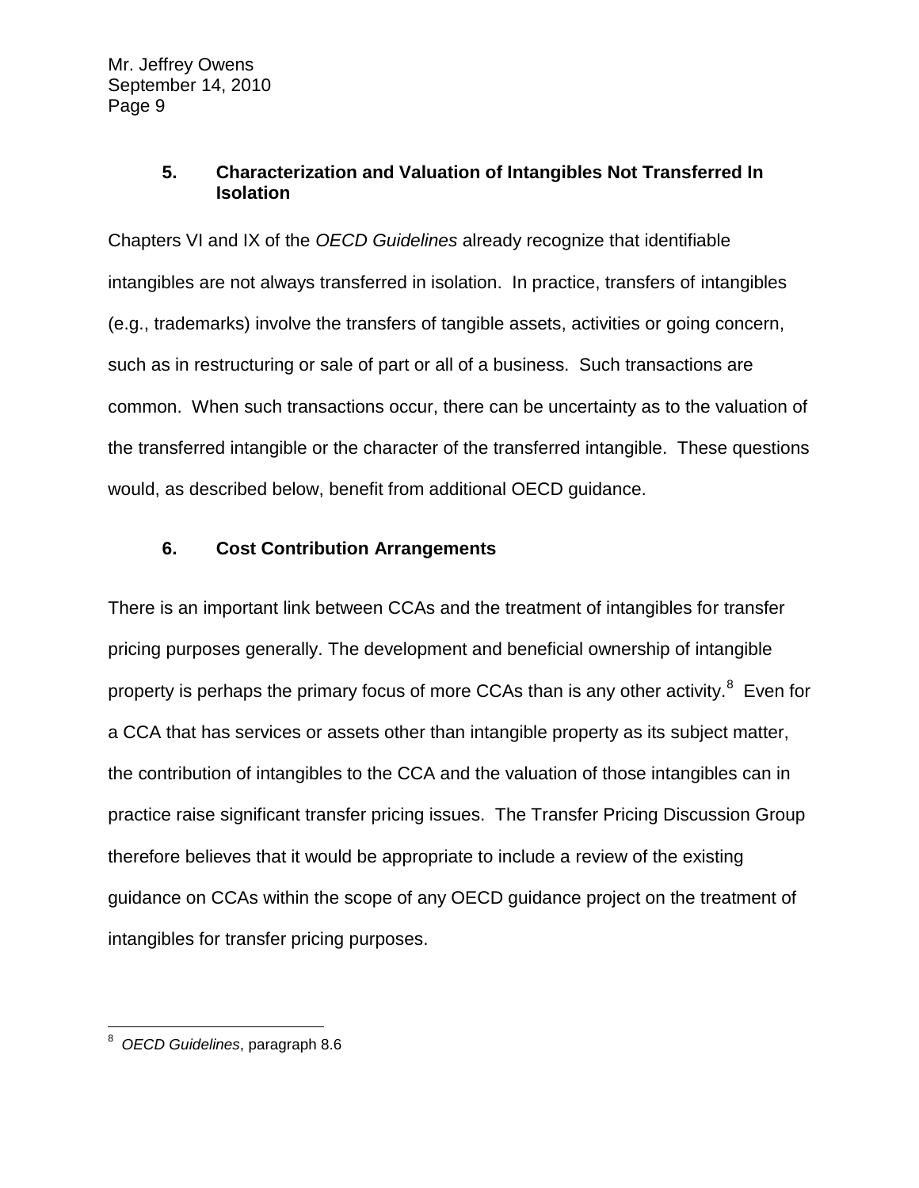### 5. Characterization and Valuation of Intangibles Not Transferred In Isolation

Chapters VI and IX of the *OECD Guidelines* already recognize that identifiable intangibles are not always transferred in isolation. In practice, transfers of intangibles (e.g., trademarks) involve the transfers of tangible assets, activities or going concern, such as in restructuring or sale of part or all of a business. Such transactions are common. When such transactions occur, there can be uncertainty as to the valuation of the transferred intangible or the character of the transferred intangible. These questions would, as described below, benefit from additional OECD guidance.

### 6. Cost Contribution Arrangements

There is an important link between CCAs and the treatment of intangibles for transfer pricing purposes generally. The development and beneficial ownership of intangible property is perhaps the primary focus of more CCAs than is any other activity.[8] Even for a CCA that has services or assets other than intangible property as its subject matter, the contribution of intangibles to the CCA and the valuation of those intangibles can in practice raise significant transfer pricing issues. The Transfer Pricing Discussion Group therefore believes that it would be appropriate to include a review of the existing guidance on CCAs within the scope of any OECD guidance project on the treatment of intangibles for transfer pricing purposes.

---

[8] *OECD Guidelines*, paragraph 8.6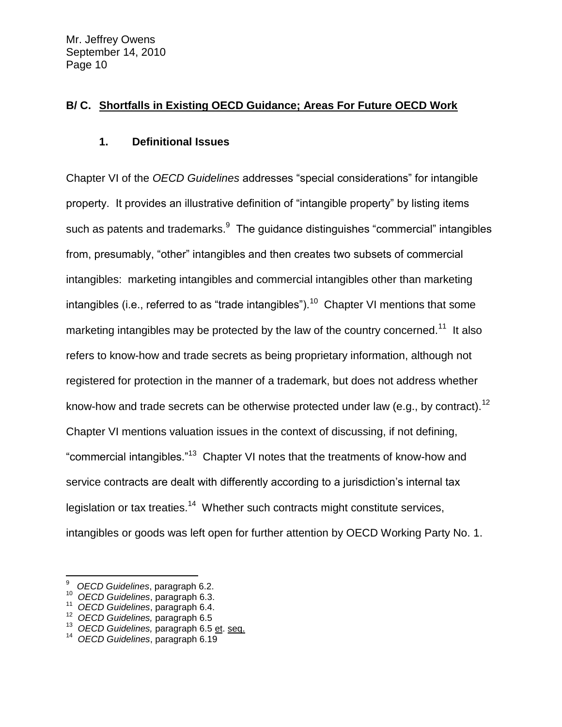## B/ C. Shortfalls in Existing OECD Guidance; Areas For Future OECD Work

### 1. Definitional Issues

Chapter VI of the *OECD Guidelines* addresses "special considerations" for intangible property. It provides an illustrative definition of "intangible property" by listing items such as patents and trademarks.[9] The guidance distinguishes "commercial" intangibles from, presumably, "other" intangibles and then creates two subsets of commercial intangibles: marketing intangibles and commercial intangibles other than marketing intangibles (i.e., referred to as "trade intangibles").[10] Chapter VI mentions that some marketing intangibles may be protected by the law of the country concerned.[11] It also refers to know-how and trade secrets as being proprietary information, although not registered for protection in the manner of a trademark, but does not address whether know-how and trade secrets can be otherwise protected under law (e.g., by contract).[12] Chapter VI mentions valuation issues in the context of discussing, if not defining, "commercial intangibles."[13] Chapter VI notes that the treatments of know-how and service contracts are dealt with differently according to a jurisdiction's internal tax legislation or tax treaties.[14] Whether such contracts might constitute services, intangibles or goods was left open for further attention by OECD Working Party No. 1.

---

[9] *OECD Guidelines*, paragraph 6.2.

[10] *OECD Guidelines*, paragraph 6.3.

[11] *OECD Guidelines*, paragraph 6.4.

[12] *OECD Guidelines,* paragraph 6.5

[13] *OECD Guidelines,* paragraph 6.5 et. seq.

[14] *OECD Guidelines*, paragraph 6.19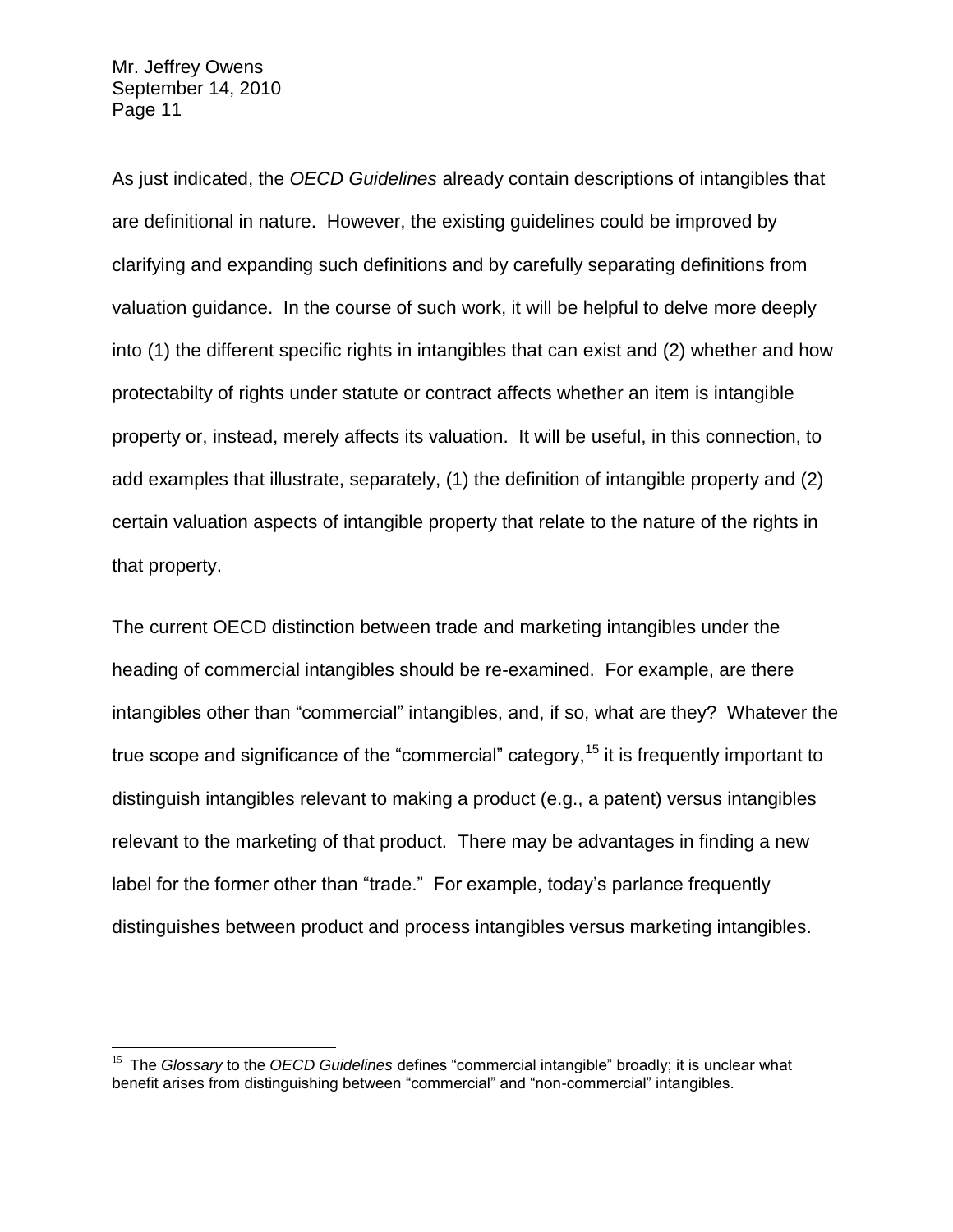As just indicated, the *OECD Guidelines* already contain descriptions of intangibles that are definitional in nature. However, the existing guidelines could be improved by clarifying and expanding such definitions and by carefully separating definitions from valuation guidance. In the course of such work, it will be helpful to delve more deeply into (1) the different specific rights in intangibles that can exist and (2) whether and how protectabilty of rights under statute or contract affects whether an item is intangible property or, instead, merely affects its valuation. It will be useful, in this connection, to add examples that illustrate, separately, (1) the definition of intangible property and (2) certain valuation aspects of intangible property that relate to the nature of the rights in that property.

The current OECD distinction between trade and marketing intangibles under the heading of commercial intangibles should be re-examined. For example, are there intangibles other than "commercial" intangibles, and, if so, what are they? Whatever the true scope and significance of the "commercial" category,[15] it is frequently important to distinguish intangibles relevant to making a product (e.g., a patent) versus intangibles relevant to the marketing of that product. There may be advantages in finding a new label for the former other than "trade." For example, today's parlance frequently distinguishes between product and process intangibles versus marketing intangibles.

---

[15] The *Glossary* to the *OECD Guidelines* defines "commercial intangible" broadly; it is unclear what benefit arises from distinguishing between "commercial" and "non-commercial" intangibles.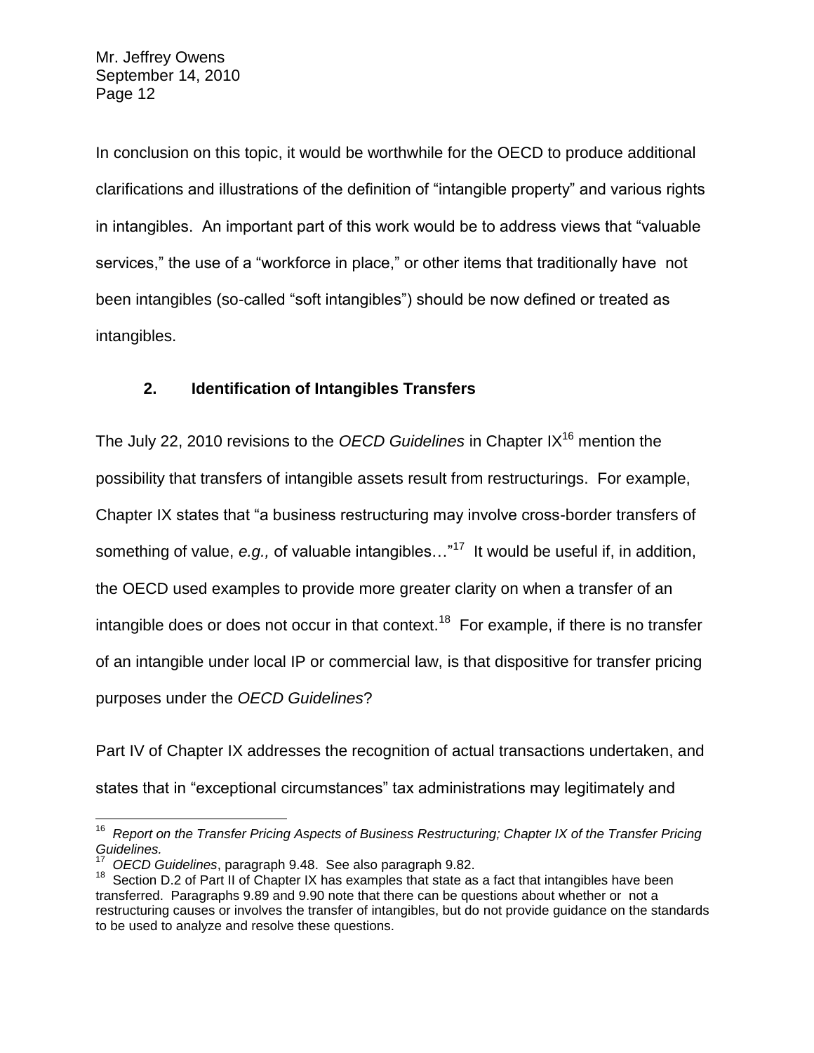In conclusion on this topic, it would be worthwhile for the OECD to produce additional clarifications and illustrations of the definition of "intangible property" and various rights in intangibles. An important part of this work would be to address views that "valuable services," the use of a "workforce in place," or other items that traditionally have not been intangibles (so-called "soft intangibles") should be now defined or treated as intangibles.

### 2. Identification of Intangibles Transfers

The July 22, 2010 revisions to the *OECD Guidelines* in Chapter IX[16] mention the possibility that transfers of intangible assets result from restructurings. For example, Chapter IX states that "a business restructuring may involve cross-border transfers of something of value, *e.g.,* of valuable intangibles…"[17] It would be useful if, in addition, the OECD used examples to provide more greater clarity on when a transfer of an intangible does or does not occur in that context.[18] For example, if there is no transfer of an intangible under local IP or commercial law, is that dispositive for transfer pricing purposes under the *OECD Guidelines*?

Part IV of Chapter IX addresses the recognition of actual transactions undertaken, and states that in "exceptional circumstances" tax administrations may legitimately and

---

[16] *Report on the Transfer Pricing Aspects of Business Restructuring; Chapter IX of the Transfer Pricing Guidelines.*

[17] *OECD Guidelines*, paragraph 9.48. See also paragraph 9.82.

[18] Section D.2 of Part II of Chapter IX has examples that state as a fact that intangibles have been transferred. Paragraphs 9.89 and 9.90 note that there can be questions about whether or not a restructuring causes or involves the transfer of intangibles, but do not provide guidance on the standards to be used to analyze and resolve these questions.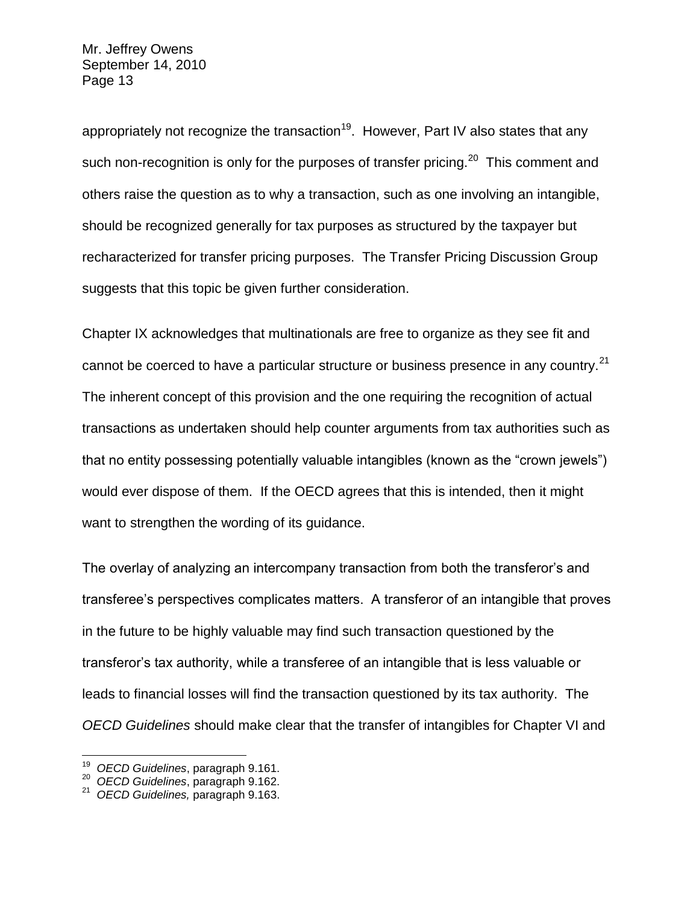appropriately not recognize the transaction[19]. However, Part IV also states that any such non-recognition is only for the purposes of transfer pricing.[20] This comment and others raise the question as to why a transaction, such as one involving an intangible, should be recognized generally for tax purposes as structured by the taxpayer but recharacterized for transfer pricing purposes. The Transfer Pricing Discussion Group suggests that this topic be given further consideration.

Chapter IX acknowledges that multinationals are free to organize as they see fit and cannot be coerced to have a particular structure or business presence in any country.[21] The inherent concept of this provision and the one requiring the recognition of actual transactions as undertaken should help counter arguments from tax authorities such as that no entity possessing potentially valuable intangibles (known as the "crown jewels") would ever dispose of them. If the OECD agrees that this is intended, then it might want to strengthen the wording of its guidance.

The overlay of analyzing an intercompany transaction from both the transferor's and transferee's perspectives complicates matters. A transferor of an intangible that proves in the future to be highly valuable may find such transaction questioned by the transferor's tax authority, while a transferee of an intangible that is less valuable or leads to financial losses will find the transaction questioned by its tax authority. The *OECD Guidelines* should make clear that the transfer of intangibles for Chapter VI and

---

[19] *OECD Guidelines*, paragraph 9.161.

[20] *OECD Guidelines*, paragraph 9.162.

[21] *OECD Guidelines,* paragraph 9.163.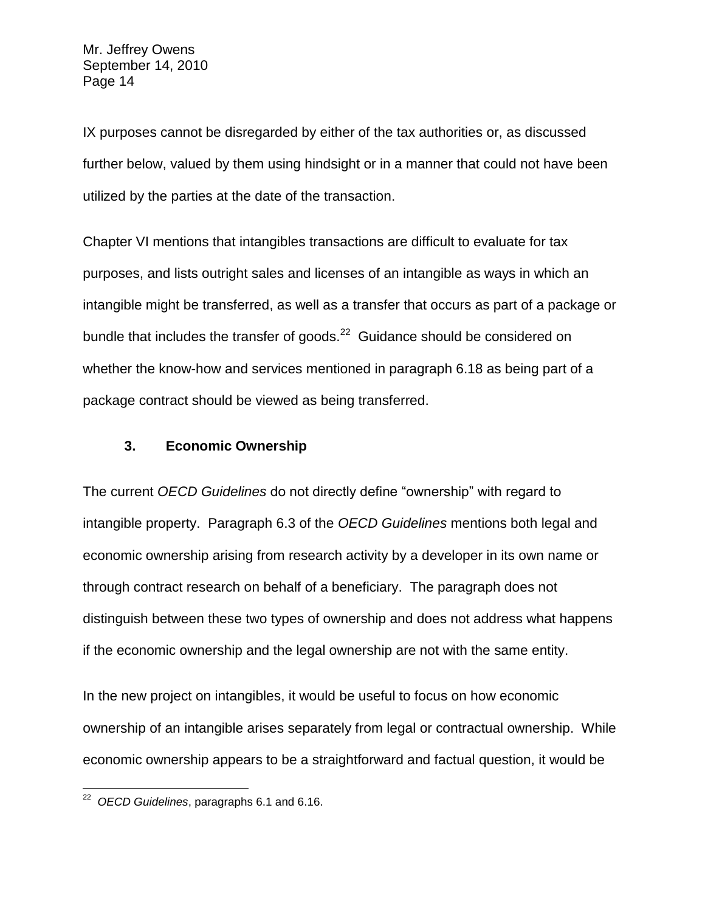IX purposes cannot be disregarded by either of the tax authorities or, as discussed further below, valued by them using hindsight or in a manner that could not have been utilized by the parties at the date of the transaction.

Chapter VI mentions that intangibles transactions are difficult to evaluate for tax purposes, and lists outright sales and licenses of an intangible as ways in which an intangible might be transferred, as well as a transfer that occurs as part of a package or bundle that includes the transfer of goods.[22] Guidance should be considered on whether the know-how and services mentioned in paragraph 6.18 as being part of a package contract should be viewed as being transferred.

### 3. Economic Ownership

The current *OECD Guidelines* do not directly define "ownership" with regard to intangible property. Paragraph 6.3 of the *OECD Guidelines* mentions both legal and economic ownership arising from research activity by a developer in its own name or through contract research on behalf of a beneficiary. The paragraph does not distinguish between these two types of ownership and does not address what happens if the economic ownership and the legal ownership are not with the same entity.

In the new project on intangibles, it would be useful to focus on how economic ownership of an intangible arises separately from legal or contractual ownership. While economic ownership appears to be a straightforward and factual question, it would be

---

[22] *OECD Guidelines*, paragraphs 6.1 and 6.16.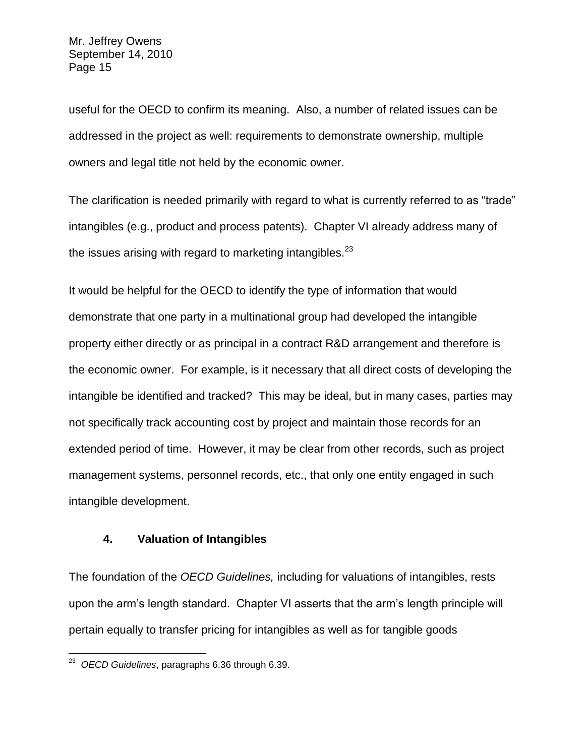useful for the OECD to confirm its meaning. Also, a number of related issues can be addressed in the project as well: requirements to demonstrate ownership, multiple owners and legal title not held by the economic owner.

The clarification is needed primarily with regard to what is currently referred to as "trade" intangibles (e.g., product and process patents). Chapter VI already address many of the issues arising with regard to marketing intangibles.[23]

It would be helpful for the OECD to identify the type of information that would demonstrate that one party in a multinational group had developed the intangible property either directly or as principal in a contract R&D arrangement and therefore is the economic owner. For example, is it necessary that all direct costs of developing the intangible be identified and tracked? This may be ideal, but in many cases, parties may not specifically track accounting cost by project and maintain those records for an extended period of time. However, it may be clear from other records, such as project management systems, personnel records, etc., that only one entity engaged in such intangible development.

### 4. Valuation of Intangibles

The foundation of the *OECD Guidelines,* including for valuations of intangibles, rests upon the arm's length standard. Chapter VI asserts that the arm's length principle will pertain equally to transfer pricing for intangibles as well as for tangible goods

---

[23] *OECD Guidelines*, paragraphs 6.36 through 6.39.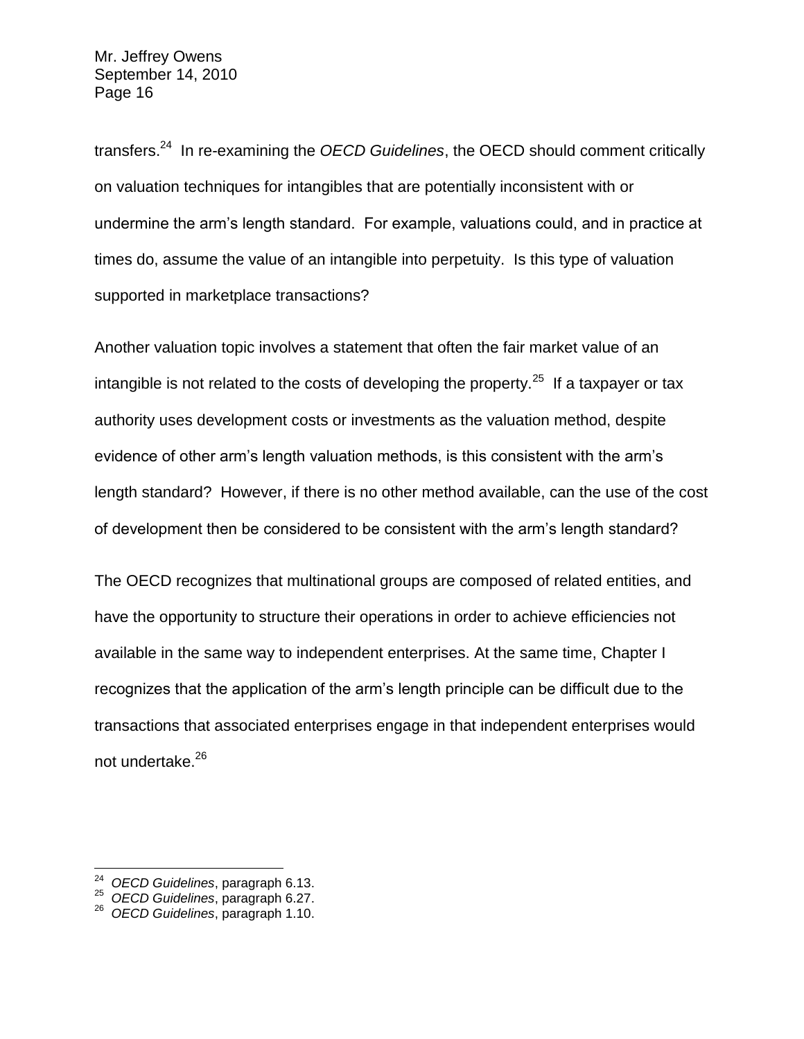transfers.[24] In re-examining the *OECD Guidelines*, the OECD should comment critically on valuation techniques for intangibles that are potentially inconsistent with or undermine the arm's length standard. For example, valuations could, and in practice at times do, assume the value of an intangible into perpetuity. Is this type of valuation supported in marketplace transactions?

Another valuation topic involves a statement that often the fair market value of an intangible is not related to the costs of developing the property.[25] If a taxpayer or tax authority uses development costs or investments as the valuation method, despite evidence of other arm's length valuation methods, is this consistent with the arm's length standard? However, if there is no other method available, can the use of the cost of development then be considered to be consistent with the arm's length standard?

The OECD recognizes that multinational groups are composed of related entities, and have the opportunity to structure their operations in order to achieve efficiencies not available in the same way to independent enterprises. At the same time, Chapter I recognizes that the application of the arm's length principle can be difficult due to the transactions that associated enterprises engage in that independent enterprises would not undertake.[26]

---

[24] *OECD Guidelines*, paragraph 6.13.
[25] *OECD Guidelines*, paragraph 6.27.
[26] *OECD Guidelines*, paragraph 1.10.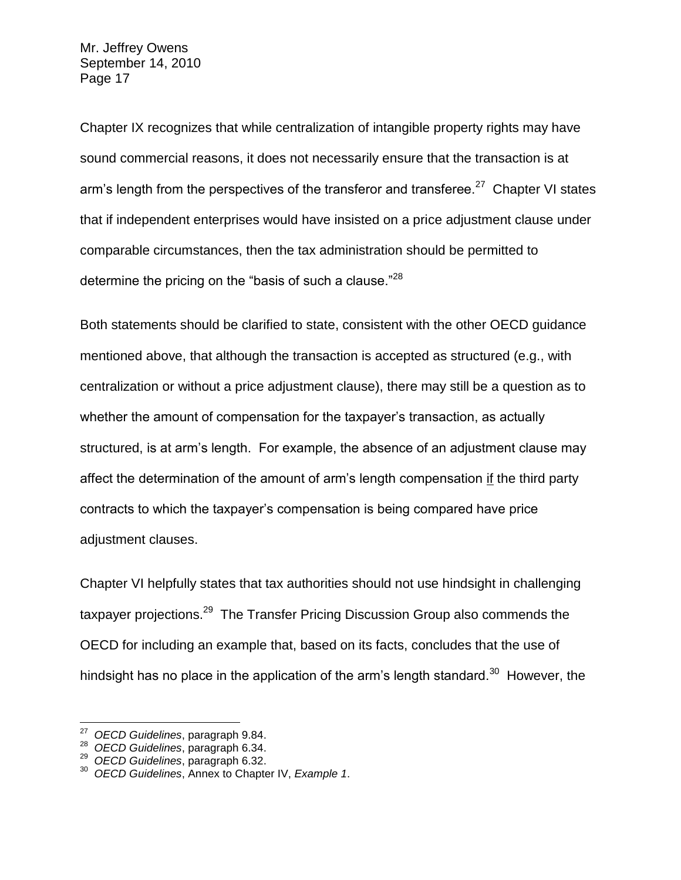Chapter IX recognizes that while centralization of intangible property rights may have sound commercial reasons, it does not necessarily ensure that the transaction is at arm's length from the perspectives of the transferor and transferee.[27] Chapter VI states that if independent enterprises would have insisted on a price adjustment clause under comparable circumstances, then the tax administration should be permitted to determine the pricing on the "basis of such a clause."[28]

Both statements should be clarified to state, consistent with the other OECD guidance mentioned above, that although the transaction is accepted as structured (e.g., with centralization or without a price adjustment clause), there may still be a question as to whether the amount of compensation for the taxpayer's transaction, as actually structured, is at arm's length. For example, the absence of an adjustment clause may affect the determination of the amount of arm's length compensation <u>if</u> the third party contracts to which the taxpayer's compensation is being compared have price adjustment clauses.

Chapter VI helpfully states that tax authorities should not use hindsight in challenging taxpayer projections.[29] The Transfer Pricing Discussion Group also commends the OECD for including an example that, based on its facts, concludes that the use of hindsight has no place in the application of the arm's length standard.[30] However, the

---

[27] *OECD Guidelines*, paragraph 9.84.

[28] *OECD Guidelines*, paragraph 6.34.

[29] *OECD Guidelines*, paragraph 6.32.

[30] *OECD Guidelines*, Annex to Chapter IV, *Example 1*.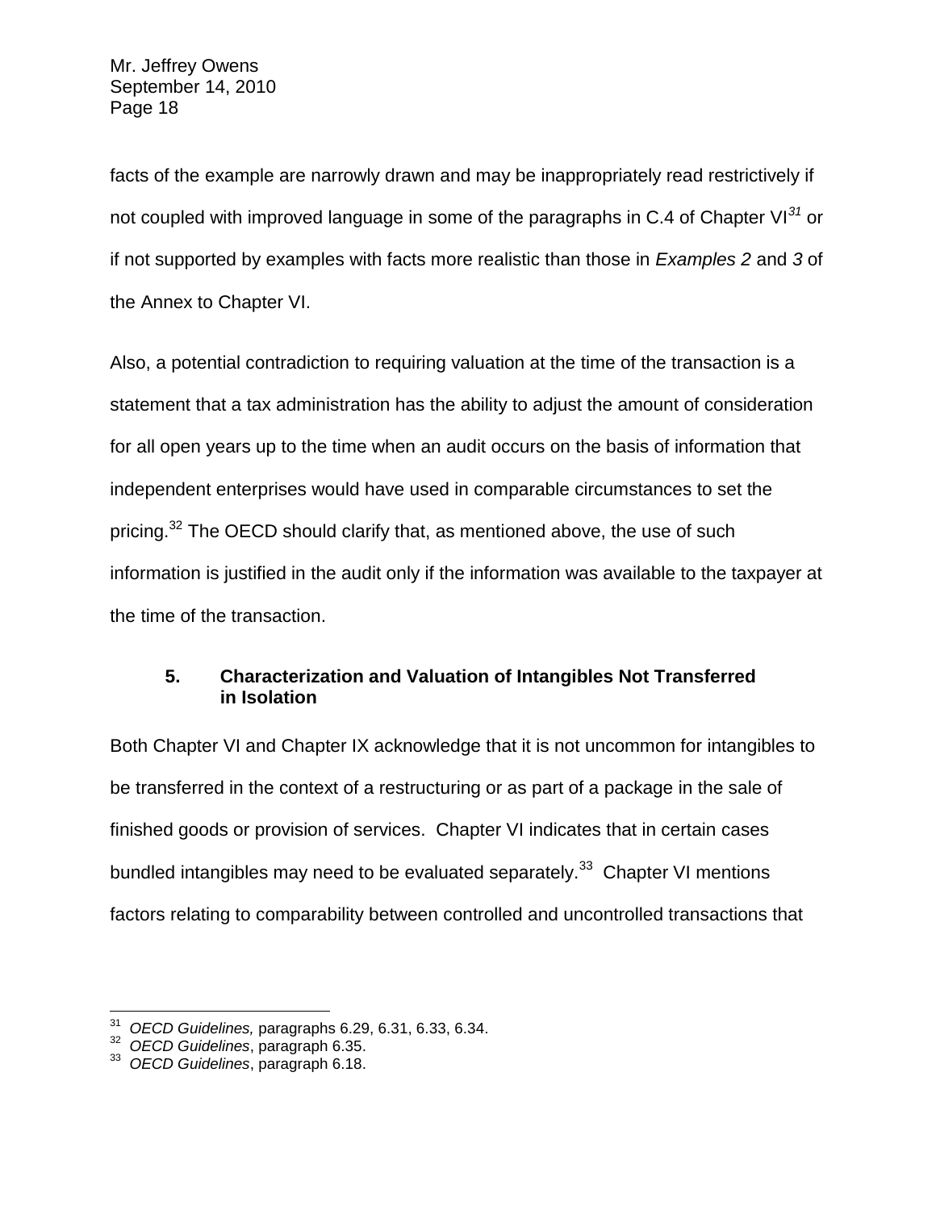facts of the example are narrowly drawn and may be inappropriately read restrictively if not coupled with improved language in some of the paragraphs in C.4 of Chapter VI[31] or if not supported by examples with facts more realistic than those in *Examples 2* and *3* of the Annex to Chapter VI.

Also, a potential contradiction to requiring valuation at the time of the transaction is a statement that a tax administration has the ability to adjust the amount of consideration for all open years up to the time when an audit occurs on the basis of information that independent enterprises would have used in comparable circumstances to set the pricing.[32] The OECD should clarify that, as mentioned above, the use of such information is justified in the audit only if the information was available to the taxpayer at the time of the transaction.

### 5. Characterization and Valuation of Intangibles Not Transferred in Isolation

Both Chapter VI and Chapter IX acknowledge that it is not uncommon for intangibles to be transferred in the context of a restructuring or as part of a package in the sale of finished goods or provision of services. Chapter VI indicates that in certain cases bundled intangibles may need to be evaluated separately.[33] Chapter VI mentions factors relating to comparability between controlled and uncontrolled transactions that

---

[31] *OECD Guidelines,* paragraphs 6.29, 6.31, 6.33, 6.34.
[32] *OECD Guidelines*, paragraph 6.35.
[33] *OECD Guidelines*, paragraph 6.18.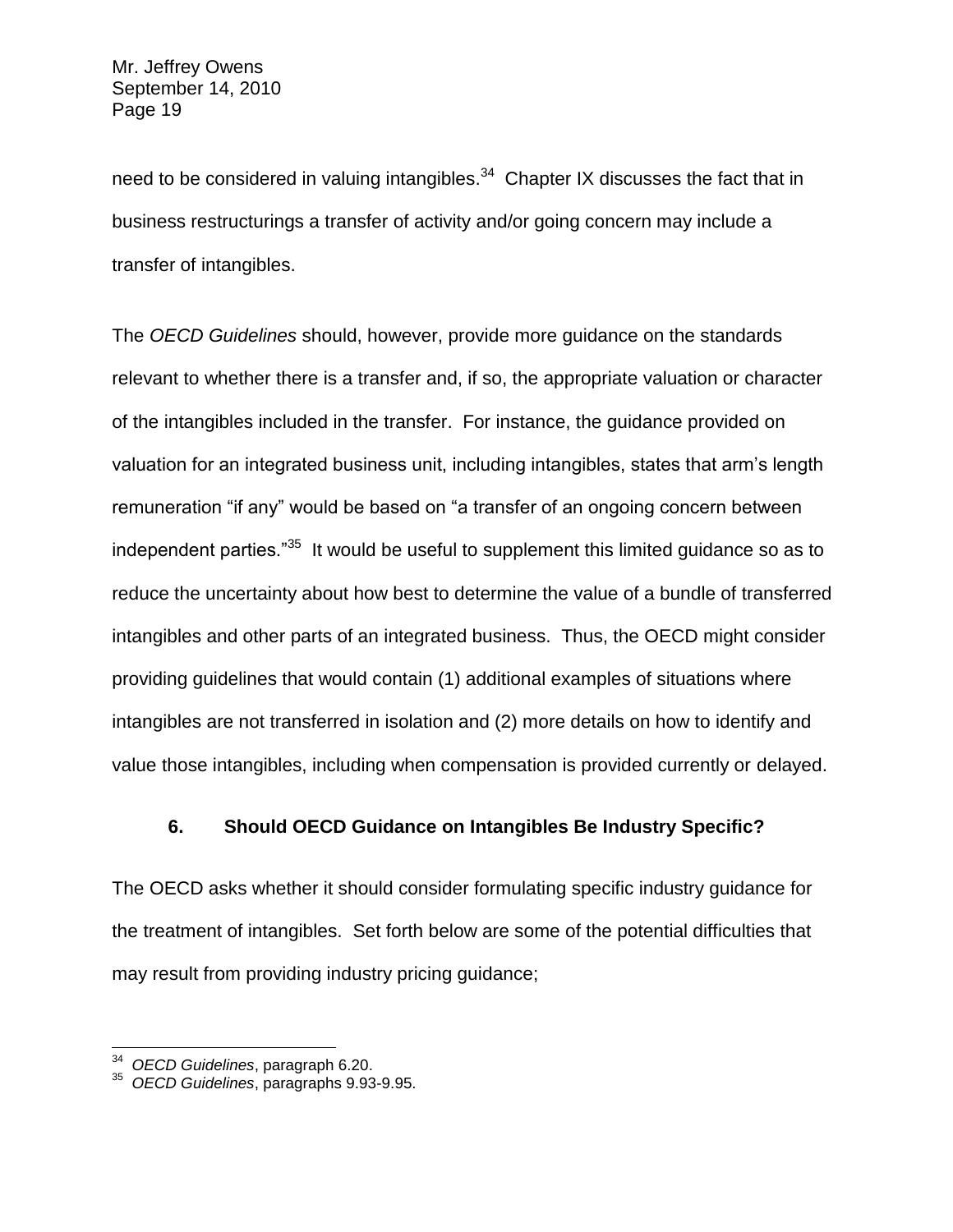need to be considered in valuing intangibles.[34] Chapter IX discusses the fact that in business restructurings a transfer of activity and/or going concern may include a transfer of intangibles.

The *OECD Guidelines* should, however, provide more guidance on the standards relevant to whether there is a transfer and, if so, the appropriate valuation or character of the intangibles included in the transfer. For instance, the guidance provided on valuation for an integrated business unit, including intangibles, states that arm's length remuneration "if any" would be based on "a transfer of an ongoing concern between independent parties."[35] It would be useful to supplement this limited guidance so as to reduce the uncertainty about how best to determine the value of a bundle of transferred intangibles and other parts of an integrated business. Thus, the OECD might consider providing guidelines that would contain (1) additional examples of situations where intangibles are not transferred in isolation and (2) more details on how to identify and value those intangibles, including when compensation is provided currently or delayed.

### 6. Should OECD Guidance on Intangibles Be Industry Specific?

The OECD asks whether it should consider formulating specific industry guidance for the treatment of intangibles. Set forth below are some of the potential difficulties that may result from providing industry pricing guidance;

---

[34] *OECD Guidelines*, paragraph 6.20.

[35] *OECD Guidelines*, paragraphs 9.93-9.95.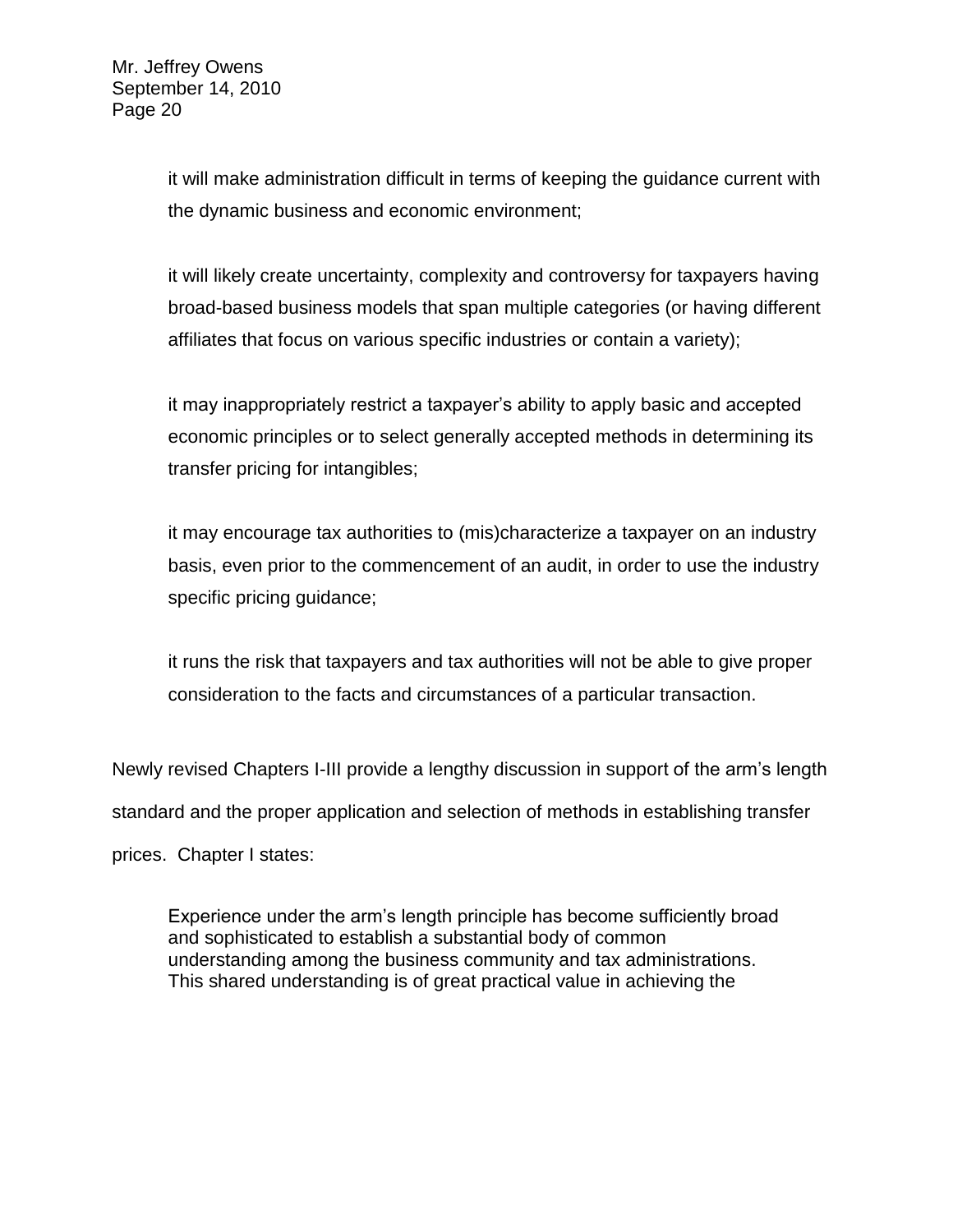it will make administration difficult in terms of keeping the guidance current with the dynamic business and economic environment;

it will likely create uncertainty, complexity and controversy for taxpayers having broad-based business models that span multiple categories (or having different affiliates that focus on various specific industries or contain a variety);

it may inappropriately restrict a taxpayer's ability to apply basic and accepted economic principles or to select generally accepted methods in determining its transfer pricing for intangibles;

it may encourage tax authorities to (mis)characterize a taxpayer on an industry basis, even prior to the commencement of an audit, in order to use the industry specific pricing guidance;

it runs the risk that taxpayers and tax authorities will not be able to give proper consideration to the facts and circumstances of a particular transaction.

Newly revised Chapters I-III provide a lengthy discussion in support of the arm's length standard and the proper application and selection of methods in establishing transfer prices. Chapter I states:

> Experience under the arm's length principle has become sufficiently broad and sophisticated to establish a substantial body of common understanding among the business community and tax administrations. This shared understanding is of great practical value in achieving the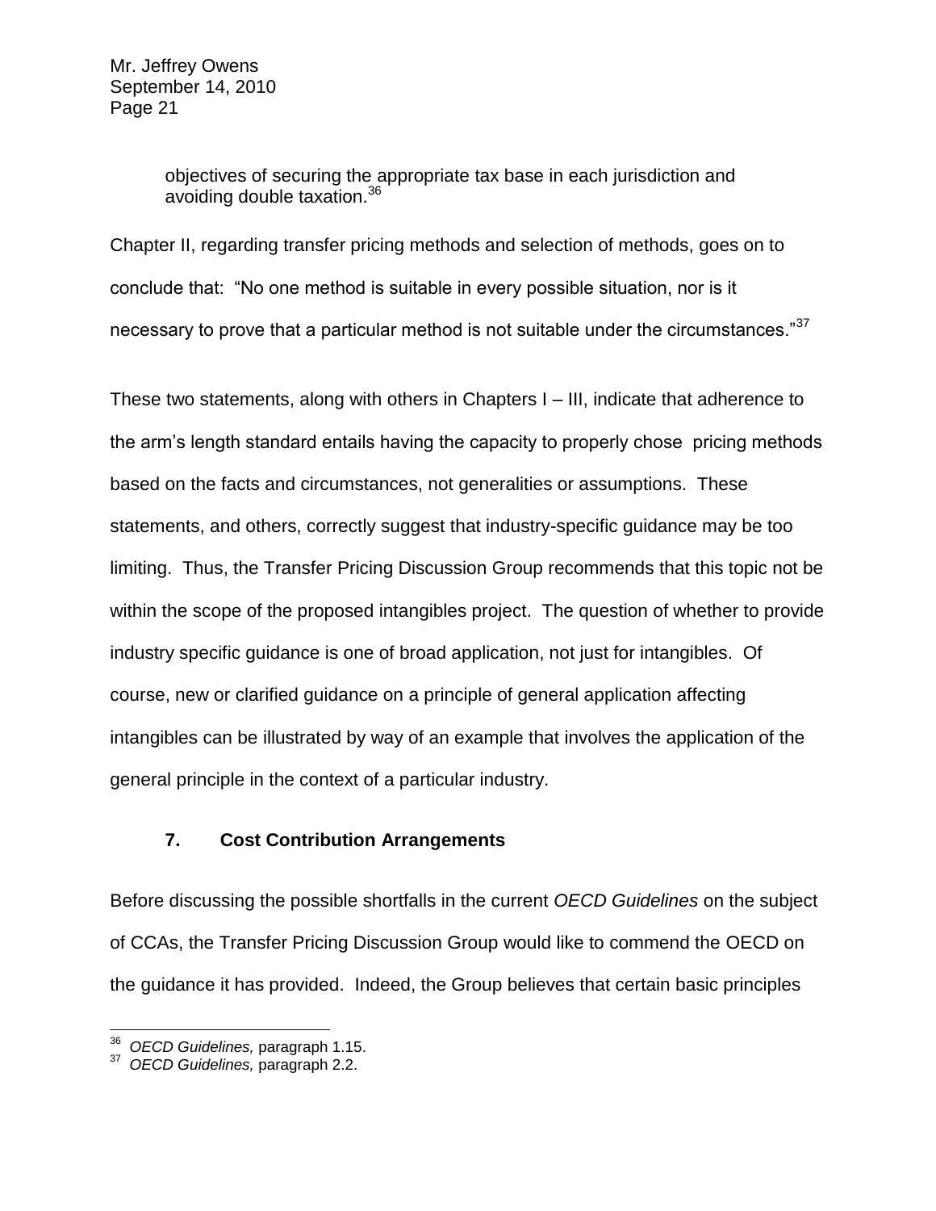> objectives of securing the appropriate tax base in each jurisdiction and avoiding double taxation.[36]

Chapter II, regarding transfer pricing methods and selection of methods, goes on to conclude that: "No one method is suitable in every possible situation, nor is it necessary to prove that a particular method is not suitable under the circumstances."[37]

These two statements, along with others in Chapters I – III, indicate that adherence to the arm's length standard entails having the capacity to properly chose pricing methods based on the facts and circumstances, not generalities or assumptions. These statements, and others, correctly suggest that industry-specific guidance may be too limiting. Thus, the Transfer Pricing Discussion Group recommends that this topic not be within the scope of the proposed intangibles project. The question of whether to provide industry specific guidance is one of broad application, not just for intangibles. Of course, new or clarified guidance on a principle of general application affecting intangibles can be illustrated by way of an example that involves the application of the general principle in the context of a particular industry.

### 7. Cost Contribution Arrangements

Before discussing the possible shortfalls in the current *OECD Guidelines* on the subject of CCAs, the Transfer Pricing Discussion Group would like to commend the OECD on the guidance it has provided. Indeed, the Group believes that certain basic principles

---

[36] *OECD Guidelines,* paragraph 1.15.

[37] *OECD Guidelines,* paragraph 2.2.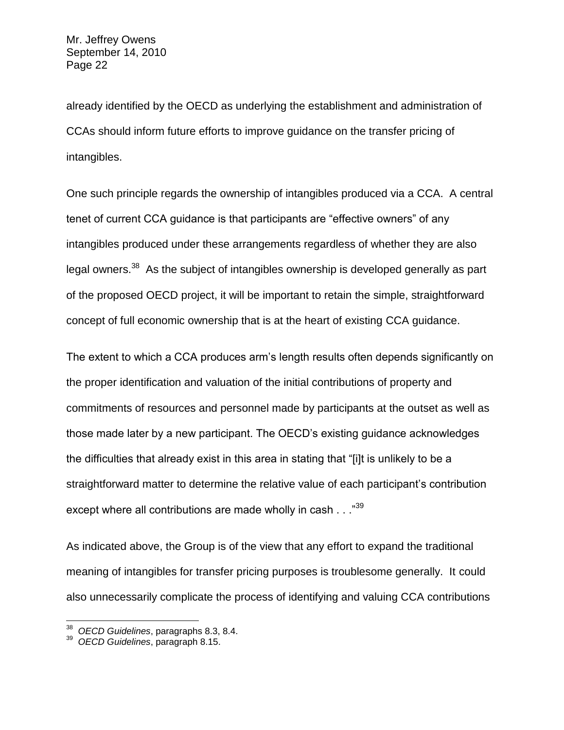already identified by the OECD as underlying the establishment and administration of CCAs should inform future efforts to improve guidance on the transfer pricing of intangibles.

One such principle regards the ownership of intangibles produced via a CCA. A central tenet of current CCA guidance is that participants are "effective owners" of any intangibles produced under these arrangements regardless of whether they are also legal owners.[38] As the subject of intangibles ownership is developed generally as part of the proposed OECD project, it will be important to retain the simple, straightforward concept of full economic ownership that is at the heart of existing CCA guidance.

The extent to which a CCA produces arm's length results often depends significantly on the proper identification and valuation of the initial contributions of property and commitments of resources and personnel made by participants at the outset as well as those made later by a new participant. The OECD's existing guidance acknowledges the difficulties that already exist in this area in stating that "[i]t is unlikely to be a straightforward matter to determine the relative value of each participant's contribution except where all contributions are made wholly in cash . . ."[39]

As indicated above, the Group is of the view that any effort to expand the traditional meaning of intangibles for transfer pricing purposes is troublesome generally. It could also unnecessarily complicate the process of identifying and valuing CCA contributions

---

[38] *OECD Guidelines*, paragraphs 8.3, 8.4.

[39] *OECD Guidelines*, paragraph 8.15.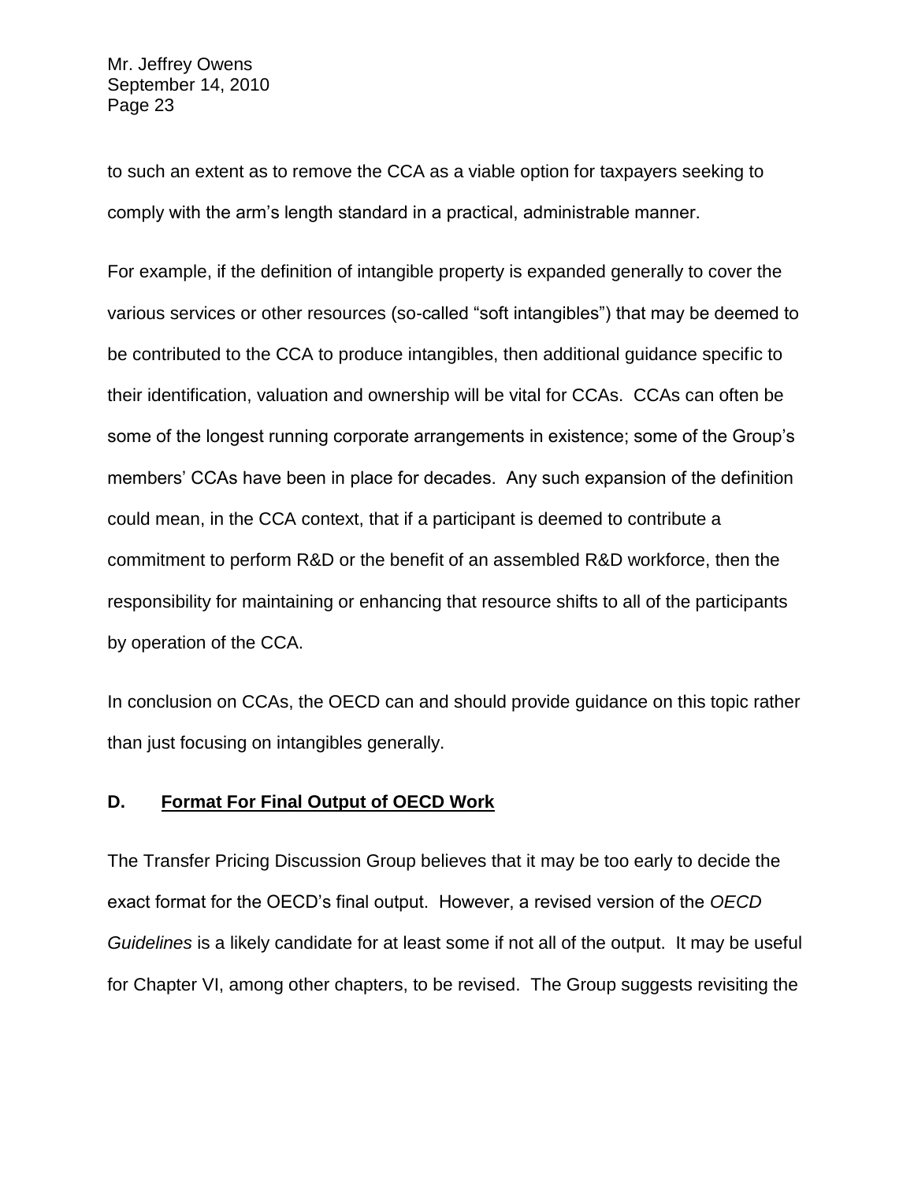to such an extent as to remove the CCA as a viable option for taxpayers seeking to comply with the arm's length standard in a practical, administrable manner.

For example, if the definition of intangible property is expanded generally to cover the various services or other resources (so-called "soft intangibles") that may be deemed to be contributed to the CCA to produce intangibles, then additional guidance specific to their identification, valuation and ownership will be vital for CCAs. CCAs can often be some of the longest running corporate arrangements in existence; some of the Group's members' CCAs have been in place for decades. Any such expansion of the definition could mean, in the CCA context, that if a participant is deemed to contribute a commitment to perform R&D or the benefit of an assembled R&D workforce, then the responsibility for maintaining or enhancing that resource shifts to all of the participants by operation of the CCA.

In conclusion on CCAs, the OECD can and should provide guidance on this topic rather than just focusing on intangibles generally.

## D. Format For Final Output of OECD Work

The Transfer Pricing Discussion Group believes that it may be too early to decide the exact format for the OECD's final output. However, a revised version of the *OECD Guidelines* is a likely candidate for at least some if not all of the output. It may be useful for Chapter VI, among other chapters, to be revised. The Group suggests revisiting the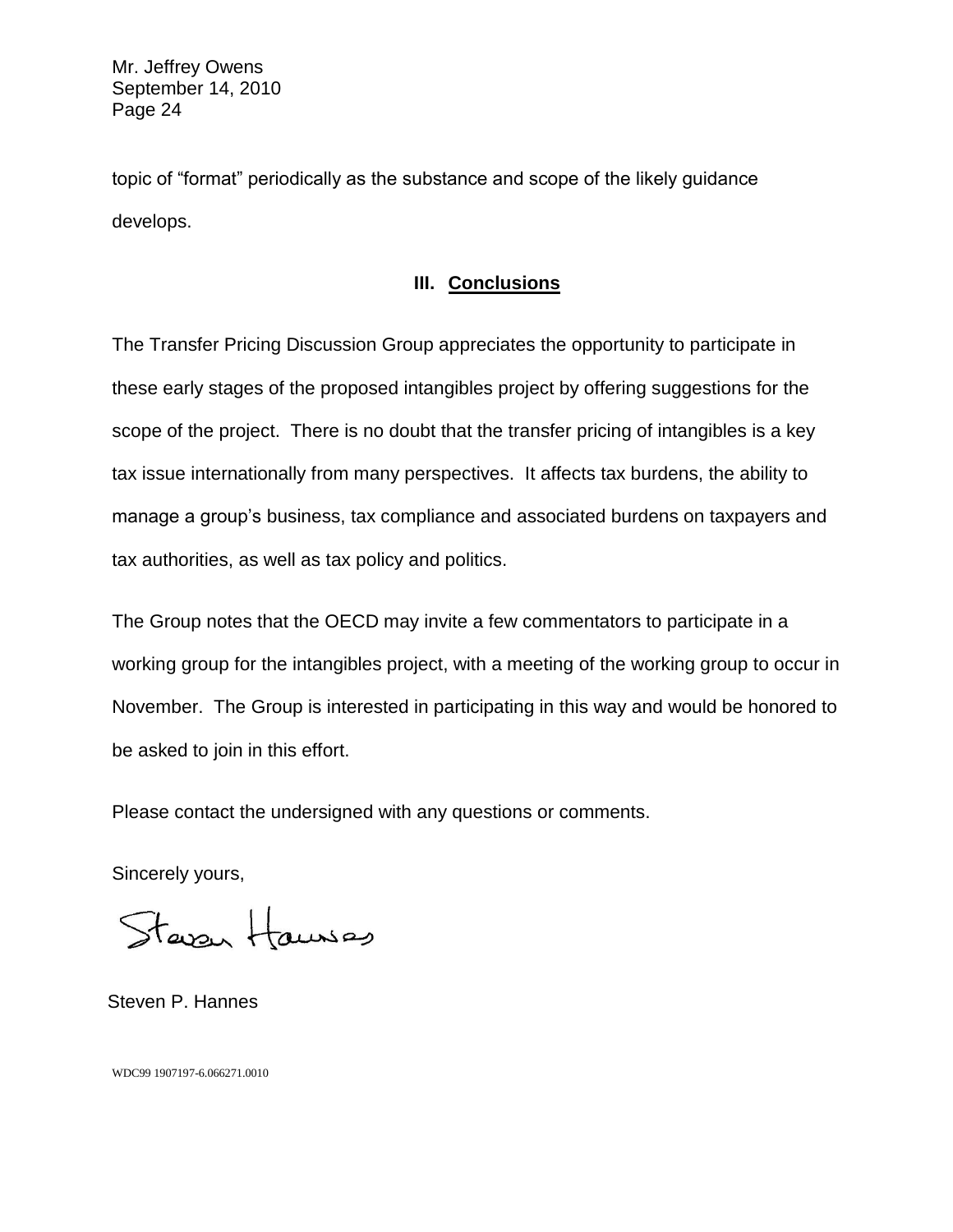topic of "format" periodically as the substance and scope of the likely guidance develops.

## III. Conclusions

The Transfer Pricing Discussion Group appreciates the opportunity to participate in these early stages of the proposed intangibles project by offering suggestions for the scope of the project. There is no doubt that the transfer pricing of intangibles is a key tax issue internationally from many perspectives. It affects tax burdens, the ability to manage a group's business, tax compliance and associated burdens on taxpayers and tax authorities, as well as tax policy and politics.

The Group notes that the OECD may invite a few commentators to participate in a working group for the intangibles project, with a meeting of the working group to occur in November. The Group is interested in participating in this way and would be honored to be asked to join in this effort.

Please contact the undersigned with any questions or comments.

Sincerely yours,

Steven P. Hannes

WDC99 1907197-6.066271.0010